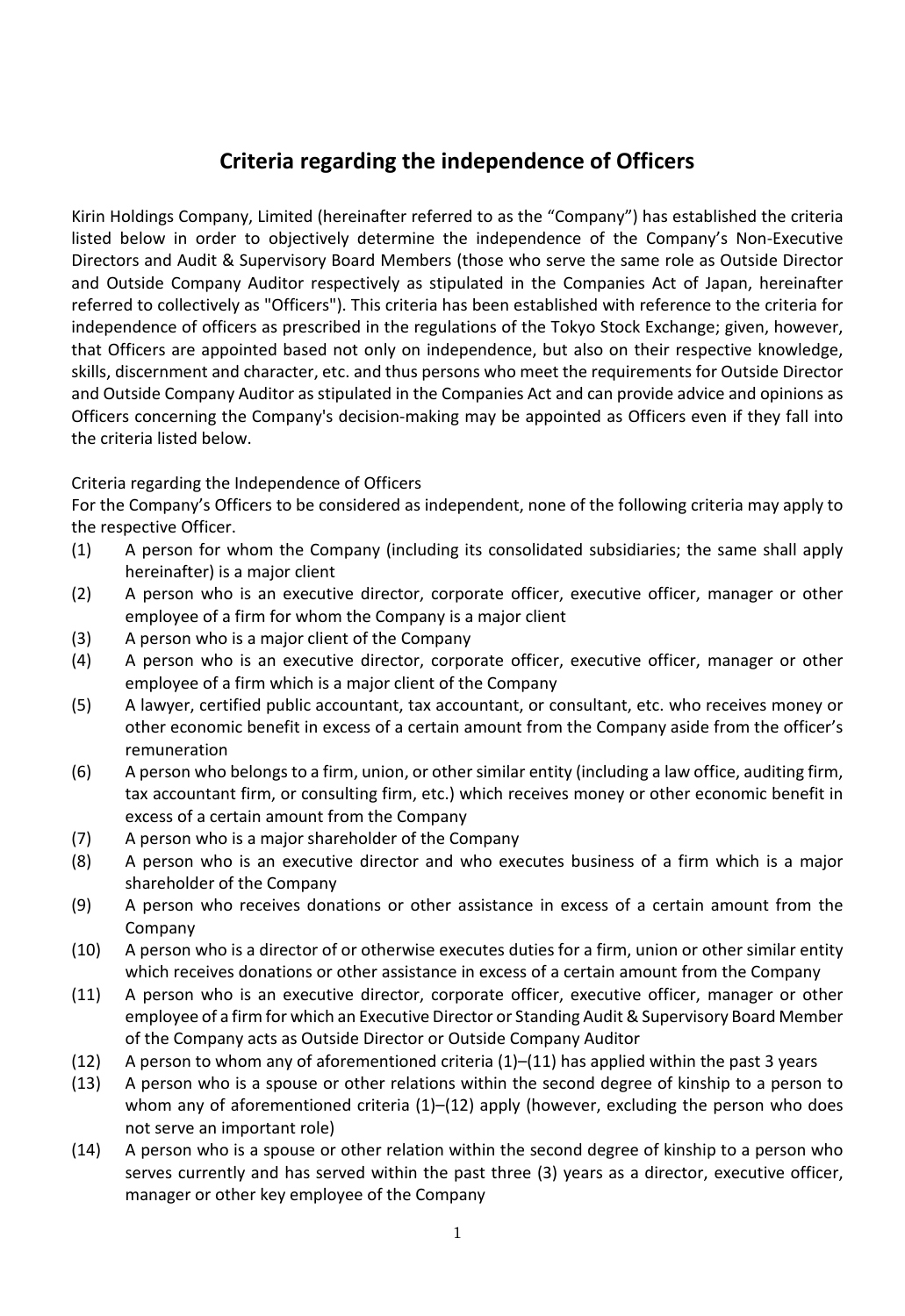# Criteria regarding the independence of Officers

Kirin Holdings Company, Limited (hereinafter referred to as the "Company") has established the criteria listed below in order to objectively determine the independence of the Company's Non-Executive Directors and Audit & Supervisory Board Members (those who serve the same role as Outside Director and Outside Company Auditor respectively as stipulated in the Companies Act of Japan, hereinafter referred to collectively as "Officers"). This criteria has been established with reference to the criteria for independence of officers as prescribed in the regulations of the Tokyo Stock Exchange; given, however, that Officers are appointed based not only on independence, but also on their respective knowledge, skills, discernment and character, etc. and thus persons who meet the requirements for Outside Director and Outside Company Auditor as stipulated in the Companies Act and can provide advice and opinions as Officers concerning the Company's decision-making may be appointed as Officers even if they fall into the criteria listed below.

Criteria regarding the Independence of Officers

For the Company's Officers to be considered as independent, none of the following criteria may apply to the respective Officer.

(1) A person for whom the Company (including its consolidated subsidiaries; the same shall apply hereinafter) is a major client

(2) A person who is an executive director, corporate officer, executive officer, manager or other employee of a firm for whom the Company is a major client

(3) A person who is a major client of the Company

(4) A person who is an executive director, corporate officer, executive officer, manager or other employee of a firm which is a major client of the Company

(5) A lawyer, certified public accountant, tax accountant, or consultant, etc. who receives money or other economic benefit in excess of a certain amount from the Company aside from the officer's remuneration

(6) A person who belongs to a firm, union, or other similar entity (including a law office, auditing firm, tax accountant firm, or consulting firm, etc.) which receives money or other economic benefit in excess of a certain amount from the Company

(7) A person who is a major shareholder of the Company

(8) A person who is an executive director and who executes business of a firm which is a major shareholder of the Company

(9) A person who receives donations or other assistance in excess of a certain amount from the Company

(10) A person who is a director of or otherwise executes duties for a firm, union or other similar entity which receives donations or other assistance in excess of a certain amount from the Company

(11) A person who is an executive director, corporate officer, executive officer, manager or other employee of a firm for which an Executive Director or Standing Audit & Supervisory Board Member of the Company acts as Outside Director or Outside Company Auditor

(12) A person to whom any of aforementioned criteria (1)–(11) has applied within the past 3 years

(13) A person who is a spouse or other relations within the second degree of kinship to a person to whom any of aforementioned criteria (1)–(12) apply (however, excluding the person who does not serve an important role)

(14) A person who is a spouse or other relation within the second degree of kinship to a person who serves currently and has served within the past three (3) years as a director, executive officer, manager or other key employee of the Company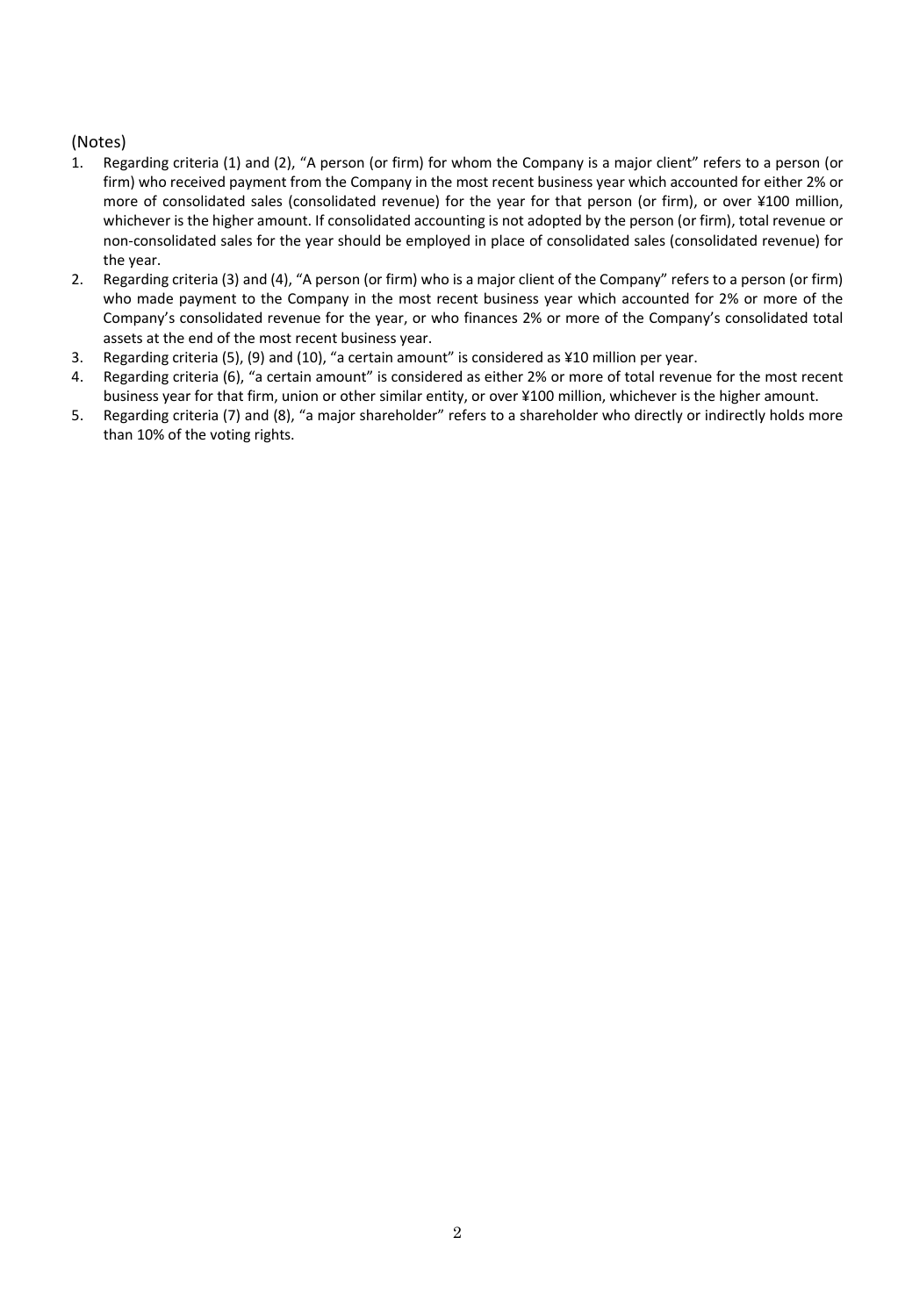(Notes)

1. Regarding criteria (1) and (2), "A person (or firm) for whom the Company is a major client" refers to a person (or firm) who received payment from the Company in the most recent business year which accounted for either 2% or more of consolidated sales (consolidated revenue) for the year for that person (or firm), or over ¥100 million, whichever is the higher amount. If consolidated accounting is not adopted by the person (or firm), total revenue or non-consolidated sales for the year should be employed in place of consolidated sales (consolidated revenue) for the year.
2. Regarding criteria (3) and (4), "A person (or firm) who is a major client of the Company" refers to a person (or firm) who made payment to the Company in the most recent business year which accounted for 2% or more of the Company's consolidated revenue for the year, or who finances 2% or more of the Company's consolidated total assets at the end of the most recent business year.
3. Regarding criteria (5), (9) and (10), "a certain amount" is considered as ¥10 million per year.
4. Regarding criteria (6), "a certain amount" is considered as either 2% or more of total revenue for the most recent business year for that firm, union or other similar entity, or over ¥100 million, whichever is the higher amount.
5. Regarding criteria (7) and (8), "a major shareholder" refers to a shareholder who directly or indirectly holds more than 10% of the voting rights.